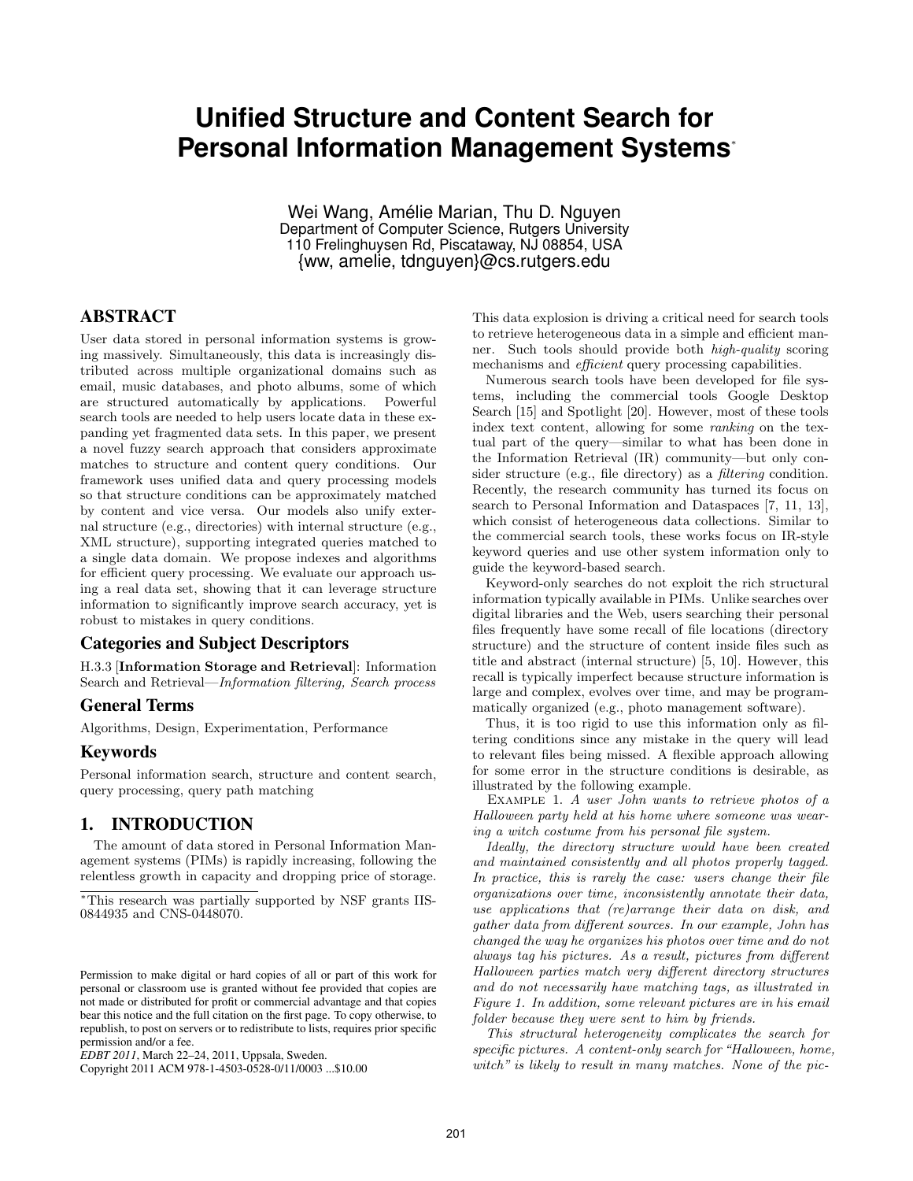# Unified Structure and Content Search for Personal Information Management Systems*

Wei Wang, Amélie Marian, Thu D. Nguyen
Department of Computer Science, Rutgers University
110 Frelinghuysen Rd, Piscataway, NJ 08854, USA
{ww, amelie, tdnguyen}@cs.rutgers.edu

## ABSTRACT

User data stored in personal information systems is growing massively. Simultaneously, this data is increasingly distributed across multiple organizational domains such as email, music databases, and photo albums, some of which are structured automatically by applications. Powerful search tools are needed to help users locate data in these expanding yet fragmented data sets. In this paper, we present a novel fuzzy search approach that considers approximate matches to structure and content query conditions. Our framework uses unified data and query processing models so that structure conditions can be approximately matched by content and vice versa. Our models also unify external structure (e.g., directories) with internal structure (e.g., XML structure), supporting integrated queries matched to a single data domain. We propose indexes and algorithms for efficient query processing. We evaluate our approach using a real data set, showing that it can leverage structure information to significantly improve search accuracy, yet is robust to mistakes in query conditions.

### Categories and Subject Descriptors

H.3.3 [**Information Storage and Retrieval**]: Information Search and Retrieval—*Information filtering, Search process*

### General Terms

Algorithms, Design, Experimentation, Performance

### Keywords

Personal information search, structure and content search, query processing, query path matching

## 1. INTRODUCTION

The amount of data stored in Personal Information Management systems (PIMs) is rapidly increasing, following the relentless growth in capacity and dropping price of storage. This data explosion is driving a critical need for search tools to retrieve heterogeneous data in a simple and efficient manner. Such tools should provide both *high-quality* scoring mechanisms and *efficient* query processing capabilities.

Numerous search tools have been developed for file systems, including the commercial tools Google Desktop Search [15] and Spotlight [20]. However, most of these tools index text content, allowing for some *ranking* on the textual part of the query—similar to what has been done in the Information Retrieval (IR) community—but only consider structure (e.g., file directory) as a *filtering* condition. Recently, the research community has turned its focus on search to Personal Information and Dataspaces [7, 11, 13], which consist of heterogeneous data collections. Similar to the commercial search tools, these works focus on IR-style keyword queries and use other system information only to guide the keyword-based search.

Keyword-only searches do not exploit the rich structural information typically available in PIMs. Unlike searches over digital libraries and the Web, users searching their personal files frequently have some recall of file locations (directory structure) and the structure of content inside files such as title and abstract (internal structure) [5, 10]. However, this recall is typically imperfect because structure information is large and complex, evolves over time, and may be programmatically organized (e.g., photo management software).

Thus, it is too rigid to use this information only as filtering conditions since any mistake in the query will lead to relevant files being missed. A flexible approach allowing for some error in the structure conditions is desirable, as illustrated by the following example.

Example 1. *A user John wants to retrieve photos of a Halloween party held at his home where someone was wearing a witch costume from his personal file system.*

*Ideally, the directory structure would have been created and maintained consistently and all photos properly tagged. In practice, this is rarely the case: users change their file organizations over time, inconsistently annotate their data, use applications that (re)arrange their data on disk, and gather data from different sources. In our example, John has changed the way he organizes his photos over time and do not always tag his pictures. As a result, pictures from different Halloween parties match very different directory structures and do not necessarily have matching tags, as illustrated in Figure 1. In addition, some relevant pictures are in his email folder because they were sent to him by friends.*

*This structural heterogeneity complicates the search for specific pictures. A content-only search for "Halloween, home, witch" is likely to result in many matches. None of the pic-*

*This research was partially supported by NSF grants IIS-0844935 and CNS-0448070.

Permission to make digital or hard copies of all or part of this work for personal or classroom use is granted without fee provided that copies are not made or distributed for profit or commercial advantage and that copies bear this notice and the full citation on the first page. To copy otherwise, to republish, to post on servers or to redistribute to lists, requires prior specific permission and/or a fee.
*EDBT 2011*, March 22–24, 2011, Uppsala, Sweden.
Copyright 2011 ACM 978-1-4503-0528-0/11/0003 ...$10.00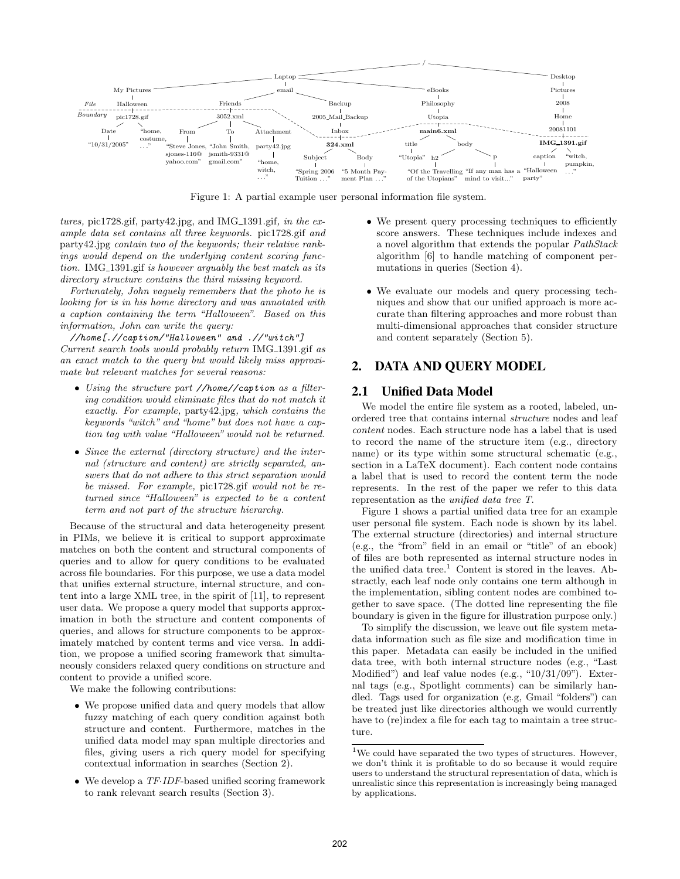Figure 1: A partial example user personal information file system.

*tures,* pic1728.gif, party42.jpg, and IMG_1391.gif, *in the example data set contains all three keywords.* pic1728.gif *and* party42.jpg *contain two of the keywords; their relative rankings would depend on the underlying content scoring function.* IMG_1391.gif *is however arguably the best match as its directory structure contains the third missing keyword.*

*Fortunately, John vaguely remembers that the photo he is looking for is in his home directory and was annotated with a caption containing the term "Halloween". Based on this information, John can write the query:*

*//home[.//caption/"Halloween" and .//"witch"]*

*Current search tools would probably return* IMG_1391.gif *as an exact match to the query but would likely miss approximate but relevant matches for several reasons:*

- *Using the structure part //home//caption as a filtering condition would eliminate files that do not match it exactly. For example,* party42.jpg*, which contains the keywords "witch" and "home" but does not have a caption tag with value "Halloween" would not be returned.*
- *Since the external (directory structure) and the internal (structure and content) are strictly separated, answers that do not adhere to this strict separation would be missed. For example,* pic1728.gif *would not be returned since "Halloween" is expected to be a content term and not part of the structure hierarchy.*

Because of the structural and data heterogeneity present in PIMs, we believe it is critical to support approximate matches on both the content and structural components of queries and to allow for query conditions to be evaluated across file boundaries. For this purpose, we use a data model that unifies external structure, internal structure, and content into a large XML tree, in the spirit of [11], to represent user data. We propose a query model that supports approximation in both the structure and content components of queries, and allows for structure components to be approximately matched by content terms and vice versa. In addition, we propose a unified scoring framework that simultaneously considers relaxed query conditions on structure and content to provide a unified score.

We make the following contributions:

- We propose unified data and query models that allow fuzzy matching of each query condition against both structure and content. Furthermore, matches in the unified data model may span multiple directories and files, giving users a rich query model for specifying contextual information in searches (Section 2).
- We develop a *TF·IDF*-based unified scoring framework to rank relevant search results (Section 3).
- We present query processing techniques to efficiently score answers. These techniques include indexes and a novel algorithm that extends the popular *PathStack* algorithm [6] to handle matching of component permutations in queries (Section 4).
- We evaluate our models and query processing techniques and show that our unified approach is more accurate than filtering approaches and more robust than multi-dimensional approaches that consider structure and content separately (Section 5).

## 2. DATA AND QUERY MODEL

### 2.1 Unified Data Model

We model the entire file system as a rooted, labeled, unordered tree that contains internal *structure* nodes and leaf *content* nodes. Each structure node has a label that is used to record the name of the structure item (e.g., directory name) or its type within some structural schematic (e.g., section in a LaTeX document). Each content node contains a label that is used to record the content term the node represents. In the rest of the paper we refer to this data representation as the *unified data tree T*.

Figure 1 shows a partial unified data tree for an example user personal file system. Each node is shown by its label. The external structure (directories) and internal structure (e.g., the "from" field in an email or "title" of an ebook) of files are both represented as internal structure nodes in the unified data tree.[1] Content is stored in the leaves. Abstractly, each leaf node only contains one term although in the implementation, sibling content nodes are combined together to save space. (The dotted line representing the file boundary is given in the figure for illustration purpose only.)

To simplify the discussion, we leave out file system metadata information such as file size and modification time in this paper. Metadata can easily be included in the unified data tree, with both internal structure nodes (e.g., "Last Modified") and leaf value nodes (e.g., "10/31/09"). External tags (e.g., Spotlight comments) can be similarly handled. Tags used for organization (e.g, Gmail "folders") can be treated just like directories although we would currently have to (re)index a file for each tag to maintain a tree structure.

[1] We could have separated the two types of structures. However, we don't think it is profitable to do so because it would require users to understand the structural representation of data, which is unrealistic since this representation is increasingly being managed by applications.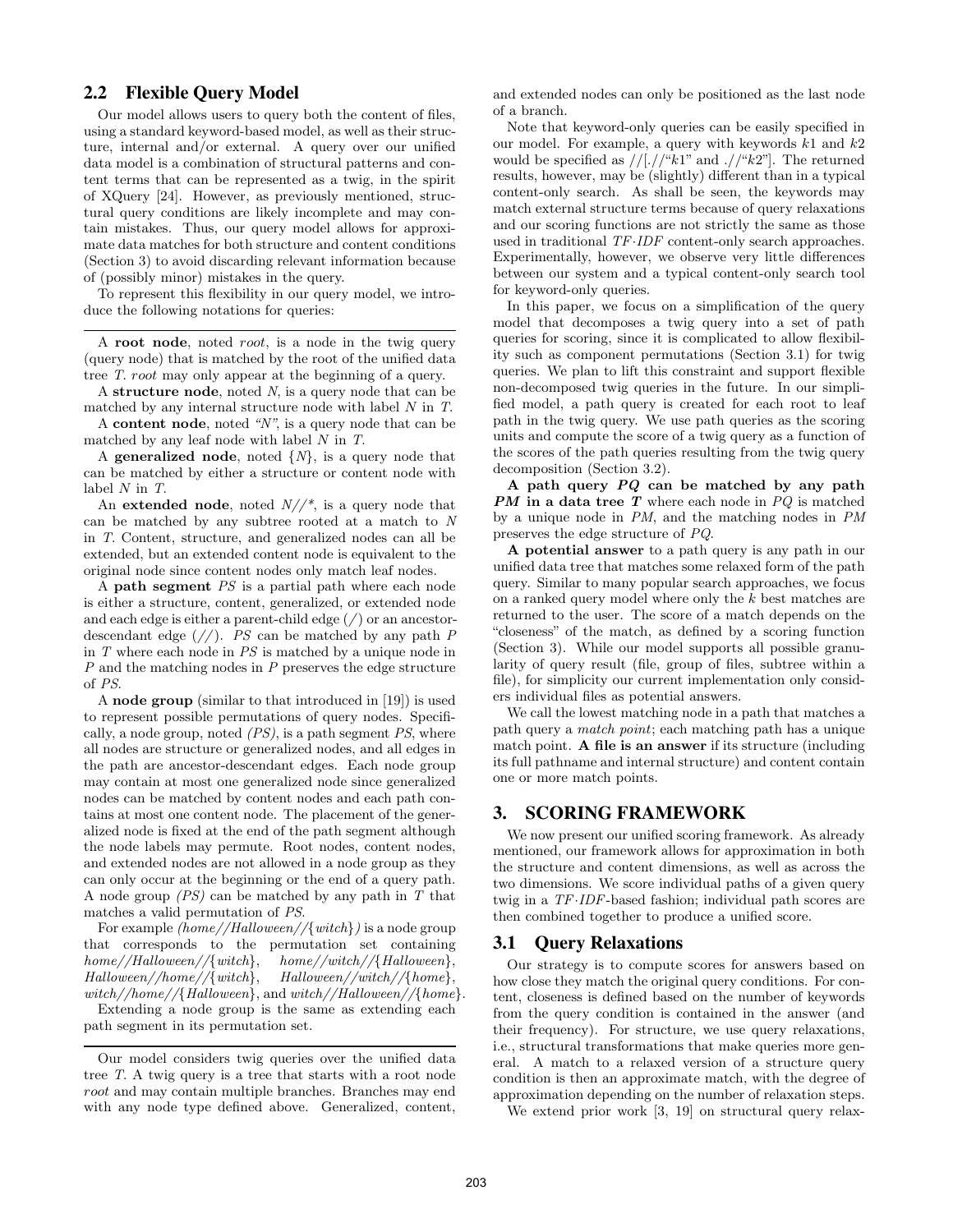## 2.2 Flexible Query Model

Our model allows users to query both the content of files, using a standard keyword-based model, as well as their structure, internal and/or external. A query over our unified data model is a combination of structural patterns and content terms that can be represented as a twig, in the spirit of XQuery [24]. However, as previously mentioned, structural query conditions are likely incomplete and may contain mistakes. Thus, our query model allows for approximate data matches for both structure and content conditions (Section 3) to avoid discarding relevant information because of (possibly minor) mistakes in the query.

To represent this flexibility in our query model, we introduce the following notations for queries:

---

A **root node**, noted *root*, is a node in the twig query (query node) that is matched by the root of the unified data tree *T*. *root* may only appear at the beginning of a query.

A **structure node**, noted *N*, is a query node that can be matched by any internal structure node with label *N* in *T*.

A **content node**, noted *"N"*, is a query node that can be matched by any leaf node with label *N* in *T*.

A **generalized node**, noted $\{N\}$, is a query node that can be matched by either a structure or content node with label *N* in *T*.

An **extended node**, noted *N//\**, is a query node that can be matched by any subtree rooted at a match to *N* in *T*. Content, structure, and generalized nodes can all be extended, but an extended content node is equivalent to the original node since content nodes only match leaf nodes.

A **path segment** *PS* is a partial path where each node is either a structure, content, generalized, or extended node and each edge is either a parent-child edge (/) or an ancestor-descendant edge (//). *PS* can be matched by any path *P* in *T* where each node in *PS* is matched by a unique node in *P* and the matching nodes in *P* preserves the edge structure of *PS*.

A **node group** (similar to that introduced in [19]) is used to represent possible permutations of query nodes. Specifically, a node group, noted *(PS)*, is a path segment *PS*, where all nodes are structure or generalized nodes, and all edges in the path are ancestor-descendant edges. Each node group may contain at most one generalized node since generalized nodes can be matched by content nodes and each path contains at most one content node. The placement of the generalized node is fixed at the end of the path segment although the node labels may permute. Root nodes, content nodes, and extended nodes are not allowed in a node group as they can only occur at the beginning or the end of a query path. A node group *(PS)* can be matched by any path in *T* that matches a valid permutation of *PS*.

For example *(home//Halloween//{witch})* is a node group that corresponds to the permutation set containing *home//Halloween//{witch}*, *home//witch//{Halloween}*, *Halloween//home//{witch}*, *Halloween//witch//{home}*, *witch//home//{Halloween}*, and *witch//Halloween//{home}*.

Extending a node group is the same as extending each path segment in its permutation set.

---

Our model considers twig queries over the unified data tree *T*. A twig query is a tree that starts with a root node *root* and may contain multiple branches. Branches may end with any node type defined above. Generalized, content, and extended nodes can only be positioned as the last node of a branch.

Note that keyword-only queries can be easily specified in our model. For example, a query with keywords *k*1 and *k*2 would be specified as //[.//"*k*1" and .//"*k*2"]. The returned results, however, may be (slightly) different than in a typical content-only search. As shall be seen, the keywords may match external structure terms because of query relaxations and our scoring functions are not strictly the same as those used in traditional *TF·IDF* content-only search approaches. Experimentally, however, we observe very little differences between our system and a typical content-only search tool for keyword-only queries.

In this paper, we focus on a simplification of the query model that decomposes a twig query into a set of path queries for scoring, since it is complicated to allow flexibility such as component permutations (Section 3.1) for twig queries. We plan to lift this constraint and support flexible non-decomposed twig queries in the future. In our simplified model, a path query is created for each root to leaf path in the twig query. We use path queries as the scoring units and compute the score of a twig query as a function of the scores of the path queries resulting from the twig query decomposition (Section 3.2).

**A path query *PQ* can be matched by any path *PM* in a data tree *T*** where each node in *PQ* is matched by a unique node in *PM*, and the matching nodes in *PM* preserves the edge structure of *PQ*.

**A potential answer** to a path query is any path in our unified data tree that matches some relaxed form of the path query. Similar to many popular search approaches, we focus on a ranked query model where only the *k* best matches are returned to the user. The score of a match depends on the "closeness" of the match, as defined by a scoring function (Section 3). While our model supports all possible granularity of query result (file, group of files, subtree within a file), for simplicity our current implementation only considers individual files as potential answers.

We call the lowest matching node in a path that matches a path query a *match point*; each matching path has a unique match point. **A file is an answer** if its structure (including its full pathname and internal structure) and content contain one or more match points.

# 3. SCORING FRAMEWORK

We now present our unified scoring framework. As already mentioned, our framework allows for approximation in both the structure and content dimensions, as well as across the two dimensions. We score individual paths of a given query twig in a *TF·IDF*-based fashion; individual path scores are then combined together to produce a unified score.

## 3.1 Query Relaxations

Our strategy is to compute scores for answers based on how close they match the original query conditions. For content, closeness is defined based on the number of keywords from the query condition is contained in the answer (and their frequency). For structure, we use query relaxations, i.e., structural transformations that make queries more general. A match to a relaxed version of a structure query condition is then an approximate match, with the degree of approximation depending on the number of relaxation steps.

We extend prior work [3, 19] on structural query relax-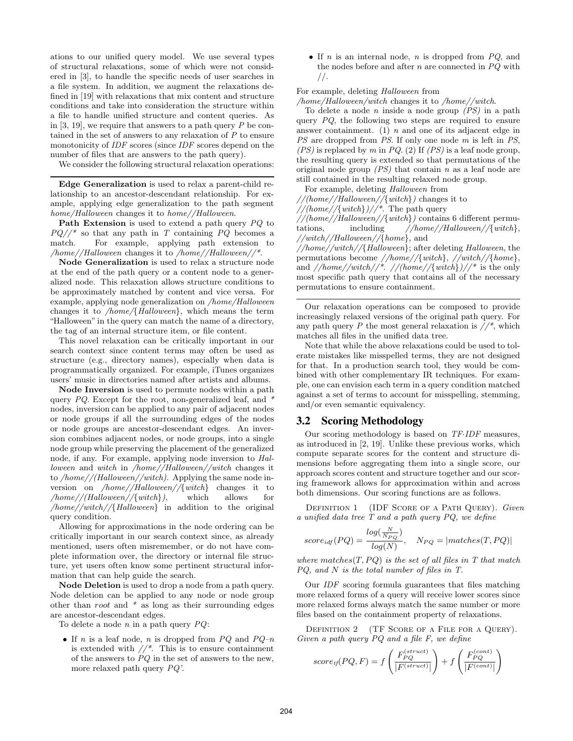ations to our unified query model. We use several types of structural relaxations, some of which were not considered in [3], to handle the specific needs of user searches in a file system. In addition, we augment the relaxations defined in [19] with relaxations that mix content and structure conditions and take into consideration the structure within a file to handle unified structure and content queries. As in [3, 19], we require that answers to a path query $P$ be contained in the set of answers to any relaxation of $P$ to ensure monotonicity of *IDF* scores (since *IDF* scores depend on the number of files that are answers to the path query).

We consider the following structural relaxation operations:

---

**Edge Generalization** is used to relax a parent-child relationship to an ancestor-descendant relationship. For example, applying edge generalization to the path segment *home/Halloween* changes it to *home//Halloween*.

**Path Extension** is used to extend a path query $PQ$ to $PQ$//* so that any path in $T$ containing $PQ$ becomes a match. For example, applying path extension to */home//Halloween* changes it to */home//Halloween//**.

**Node Generalization** is used to relax a structure node at the end of the path query or a content node to a generalized node. This relaxation allows structure conditions to be approximately matched by content and vice versa. For example, applying node generalization on */home/Halloween* changes it to */home/{Halloween}*, which means the term "Halloween" in the query can match the name of a directory, the tag of an internal structure item, or file content.

This novel relaxation can be critically important in our search context since content terms may often be used as structure (e.g., directory names), especially when data is programmatically organized. For example, iTunes organizes users' music in directories named after artists and albums.

**Node Inversion** is used to permute nodes within a path query $PQ$. Except for the root, non-generalized leaf, and * nodes, inversion can be applied to any pair of adjacent nodes or node groups if all the surrounding edges of the nodes or node groups are ancestor-descendant edges. An inversion combines adjacent nodes, or node groups, into a single node group while preserving the placement of the generalized node, if any. For example, applying node inversion to *Halloween* and *witch* in */home//Halloween//witch* changes it to */home//(Halloween//witch)*. Applying the same node inversion on */home//Halloween//{witch}* changes it to */home//(Halloween//{witch})*, which allows for */home//witch//{Halloween}* in addition to the original query condition.

Allowing for approximations in the node ordering can be critically important in our search context since, as already mentioned, users often misremember, or do not have complete information over, the directory or internal file structure, yet users often know some pertinent structural information that can help guide the search.

**Node Deletion** is used to drop a node from a path query. Node deletion can be applied to any node or node group other than *root* and * as long as their surrounding edges are ancestor-descendant edges.

To delete a node $n$ in a path query $PQ$:

- If $n$ is a leaf node, $n$ is dropped from $PQ$ and $PQ$–$n$ is extended with //*. This is to ensure containment of the answers to $PQ$ in the set of answers to the new, more relaxed path query $PQ'$.
- If $n$ is an internal node, $n$ is dropped from $PQ$, and the nodes before and after $n$ are connected in $PQ$ with //.

For example, deleting *Halloween* from */home/Halloween/witch* changes it to */home//witch*.

To delete a node $n$ inside a node group *(PS)* in a path query $PQ$, the following two steps are required to ensure answer containment. (1) $n$ and one of its adjacent edge in $PS$ are dropped from $PS$. If only one node $m$ is left in $PS$, *(PS)* is replaced by $m$ in $PQ$. (2) If *(PS)* is a leaf node group, the resulting query is extended so that permutations of the original node group *(PS)* that contain $n$ as a leaf node are still contained in the resulting relaxed node group.

For example, deleting *Halloween* from *//(home//Halloween//{witch})* changes it to *//(home//{witch})//**. The path query *//(home//Halloween//{witch})* contains 6 different permutations, including *//home//Halloween//{witch}*, *//witch//Halloween//{home}*, and *//home//witch//{Halloween}*; after deleting *Halloween*, the permutations become *//home//{witch}*, *//witch//{home}*, and *//home//witch//**. *//(home//{witch})//** is the only most specific path query that contains all of the necessary permutations to ensure containment.

---

Our relaxation operations can be composed to provide increasingly relaxed versions of the original path query. For any path query $P$ the most general relaxation is //*, which matches all files in the unified data tree.

Note that while the above relaxations could be used to tolerate mistakes like misspelled terms, they are not designed for that. In a production search tool, they would be combined with other complementary IR techniques. For example, one can envision each term in a query condition matched against a set of terms to account for misspelling, stemming, and/or even semantic equivalency.

## 3.2 Scoring Methodology

Our scoring methodology is based on *TF·IDF* measures, as introduced in [2, 19]. Unlike these previous works, which compute separate scores for the content and structure dimensions before aggregating them into a single score, our approach scores content and structure together and our scoring framework allows for approximation within and across both dimensions. Our scoring functions are as follows.

Definition 1 (IDF Score of a Path Query). *Given a unified data tree $T$ and a path query $PQ$, we define*

$$score_{idf}(PQ) = \frac{log(\frac{N}{N_{PQ}})}{log(N)}, \quad N_{PQ} = |matches(T, PQ)|$$

*where $matches(T, PQ)$ is the set of all files in $T$ that match $PQ$, and $N$ is the total number of files in $T$.*

Our *IDF* scoring formula guarantees that files matching more relaxed forms of a query will receive lower scores since more relaxed forms always match the same number or more files based on the containment property of relaxations.

Definition 2 (TF Score of a File for a Query). *Given a path query $PQ$ and a file $F$, we define*

$$score_{tf}(PQ, F) = f\left(\frac{F_{PQ}^{(struct)}}{|F^{(struct)}|}\right) + f\left(\frac{F_{PQ}^{(cont)}}{|F^{(cont)}|}\right)$$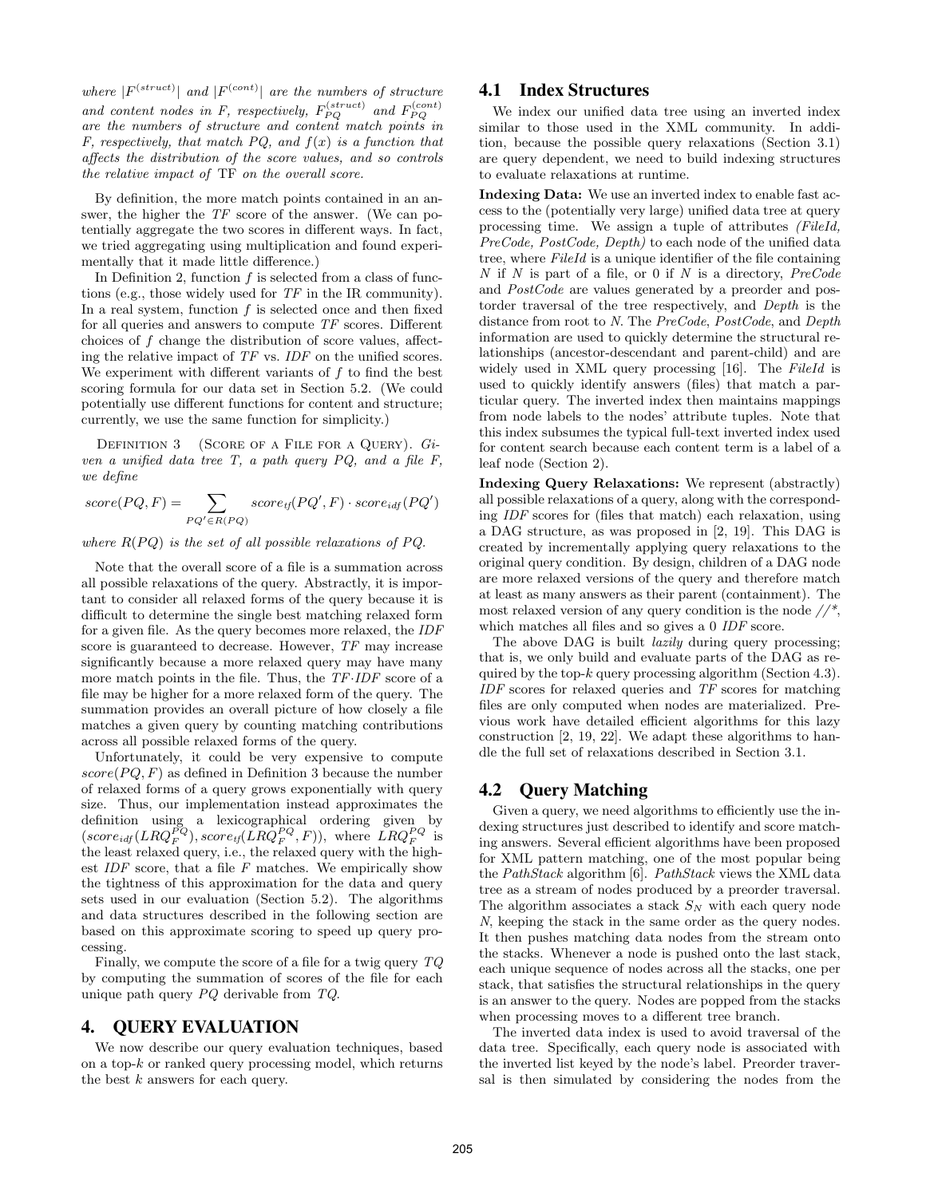*where $|F^{(struct)}|$ and $|F^{(cont)}|$ are the numbers of structure and content nodes in F, respectively, $F_{PQ}^{(struct)}$ and $F_{PQ}^{(cont)}$ are the numbers of structure and content match points in F, respectively, that match PQ, and $f(x)$ is a function that affects the distribution of the score values, and so controls the relative impact of* TF *on the overall score.*

By definition, the more match points contained in an answer, the higher the *TF* score of the answer. (We can potentially aggregate the two scores in different ways. In fact, we tried aggregating using multiplication and found experimentally that it made little difference.)

In Definition 2, function $f$ is selected from a class of functions (e.g., those widely used for *TF* in the IR community). In a real system, function $f$ is selected once and then fixed for all queries and answers to compute *TF* scores. Different choices of $f$ change the distribution of score values, affecting the relative impact of *TF* vs. *IDF* on the unified scores. We experiment with different variants of $f$ to find the best scoring formula for our data set in Section 5.2. (We could potentially use different functions for content and structure; currently, we use the same function for simplicity.)

Definition 3 (Score of a File for a Query). *Given a unified data tree T, a path query PQ, and a file F, we define*

$$score(PQ, F) = \sum_{PQ' \in R(PQ)} score_{tf}(PQ', F) \cdot score_{idf}(PQ')$$

*where $R(PQ)$ is the set of all possible relaxations of PQ.*

Note that the overall score of a file is a summation across all possible relaxations of the query. Abstractly, it is important to consider all relaxed forms of the query because it is difficult to determine the single best matching relaxed form for a given file. As the query becomes more relaxed, the *IDF* score is guaranteed to decrease. However, *TF* may increase significantly because a more relaxed query may have many more match points in the file. Thus, the *TF·IDF* score of a file may be higher for a more relaxed form of the query. The summation provides an overall picture of how closely a file matches a given query by counting matching contributions across all possible relaxed forms of the query.

Unfortunately, it could be very expensive to compute $score(PQ, F)$ as defined in Definition 3 because the number of relaxed forms of a query grows exponentially with query size. Thus, our implementation instead approximates the definition using a lexicographical ordering given by $(score_{idf}(LRQ_F^{PQ}), score_{tf}(LRQ_F^{PQ}, F))$, where $LRQ_F^{PQ}$ is the least relaxed query, i.e., the relaxed query with the highest *IDF* score, that a file $F$ matches. We empirically show the tightness of this approximation for the data and query sets used in our evaluation (Section 5.2). The algorithms and data structures described in the following section are based on this approximate scoring to speed up query processing.

Finally, we compute the score of a file for a twig query $TQ$ by computing the summation of scores of the file for each unique path query $PQ$ derivable from $TQ$.

# 4. QUERY EVALUATION

We now describe our query evaluation techniques, based on a top-$k$ or ranked query processing model, which returns the best $k$ answers for each query.

## 4.1 Index Structures

We index our unified data tree using an inverted index similar to those used in the XML community. In addition, because the possible query relaxations (Section 3.1) are query dependent, we need to build indexing structures to evaluate relaxations at runtime.

**Indexing Data:** We use an inverted index to enable fast access to the (potentially very large) unified data tree at query processing time. We assign a tuple of attributes *(FileId, PreCode, PostCode, Depth)* to each node of the unified data tree, where *FileId* is a unique identifier of the file containing $N$ if $N$ is part of a file, or 0 if $N$ is a directory, *PreCode* and *PostCode* are values generated by a preorder and postorder traversal of the tree respectively, and *Depth* is the distance from root to $N$. The *PreCode*, *PostCode*, and *Depth* information are used to quickly determine the structural relationships (ancestor-descendant and parent-child) and are widely used in XML query processing [16]. The *FileId* is used to quickly identify answers (files) that match a particular query. The inverted index then maintains mappings from node labels to the nodes' attribute tuples. Note that this index subsumes the typical full-text inverted index used for content search because each content term is a label of a leaf node (Section 2).

**Indexing Query Relaxations:** We represent (abstractly) all possible relaxations of a query, along with the corresponding *IDF* scores for (files that match) each relaxation, using a DAG structure, as was proposed in [2, 19]. This DAG is created by incrementally applying query relaxations to the original query condition. By design, children of a DAG node are more relaxed versions of the query and therefore match at least as many answers as their parent (containment). The most relaxed version of any query condition is the node *//\**, which matches all files and so gives a 0 *IDF* score.

The above DAG is built *lazily* during query processing; that is, we only build and evaluate parts of the DAG as required by the top-$k$ query processing algorithm (Section 4.3). *IDF* scores for relaxed queries and *TF* scores for matching files are only computed when nodes are materialized. Previous work have detailed efficient algorithms for this lazy construction [2, 19, 22]. We adapt these algorithms to handle the full set of relaxations described in Section 3.1.

## 4.2 Query Matching

Given a query, we need algorithms to efficiently use the indexing structures just described to identify and score matching answers. Several efficient algorithms have been proposed for XML pattern matching, one of the most popular being the *PathStack* algorithm [6]. *PathStack* views the XML data tree as a stream of nodes produced by a preorder traversal. The algorithm associates a stack $S_N$ with each query node $N$, keeping the stack in the same order as the query nodes. It then pushes matching data nodes from the stream onto the stacks. Whenever a node is pushed onto the last stack, each unique sequence of nodes across all the stacks, one per stack, that satisfies the structural relationships in the query is an answer to the query. Nodes are popped from the stacks when processing moves to a different tree branch.

The inverted data index is used to avoid traversal of the data tree. Specifically, each query node is associated with the inverted list keyed by the node's label. Preorder traversal is then simulated by considering the nodes from the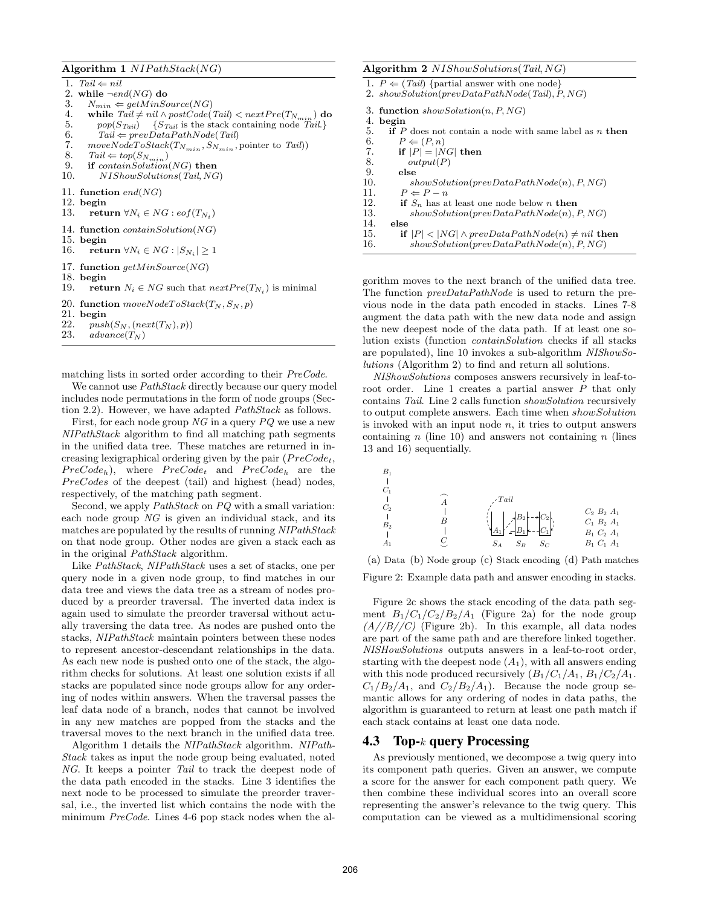**Algorithm 1** *NIPathStack*(*NG*)

```
1.  Tail ⇐ nil
2.  while ¬end(NG) do
3.    N_min ⇐ getMinSource(NG)
4.    while Tail ≠ nil ∧ postCode(Tail) < nextPre(T_{N_min}) do
5.      pop(S_Tail)   {S_Tail is the stack containing node Tail.}
6.      Tail ⇐ prevDataPathNode(Tail)
7.    moveNodeToStack(T_{N_min}, S_{N_min}, pointer to Tail))
8.    Tail ⇐ top(S_{N_min})
9.    if containSolution(NG) then
10.     NIShowSolutions(Tail, NG)

11. function end(NG)
12. begin
13.   return ∀N_i ∈ NG : eof(T_{N_i})

14. function containSolution(NG)
15. begin
16.   return ∀N_i ∈ NG : |S_{N_i}| ≥ 1

17. function getMinSource(NG)
18. begin
19.   return N_i ∈ NG such that nextPre(T_{N_i}) is minimal

20. function moveNodeToStack(T_N, S_N, p)
21. begin
22.   push(S_N, (next(T_N), p))
23.   advance(T_N)
```

matching lists in sorted order according to their *PreCode*.

We cannot use *PathStack* directly because our query model includes node permutations in the form of node groups (Section 2.2). However, we have adapted *PathStack* as follows.

First, for each node group *NG* in a query *PQ* we use a new *NIPathStack* algorithm to find all matching path segments in the unified data tree. These matches are returned in increasing lexigraphical ordering given by the pair ($PreCode_t$, $PreCode_h$), where $PreCode_t$ and $PreCode_h$ are the *PreCodes* of the deepest (tail) and highest (head) nodes, respectively, of the matching path segment.

Second, we apply *PathStack* on *PQ* with a small variation: each node group *NG* is given an individual stack, and its matches are populated by the results of running *NIPathStack* on that node group. Other nodes are given a stack each as in the original *PathStack* algorithm.

Like *PathStack*, *NIPathStack* uses a set of stacks, one per query node in a given node group, to find matches in our data tree and views the data tree as a stream of nodes produced by a preorder traversal. The inverted data index is again used to simulate the preorder traversal without actually traversing the data tree. As nodes are pushed onto the stacks, *NIPathStack* maintain pointers between these nodes to represent ancestor-descendant relationships in the data. As each new node is pushed onto one of the stack, the algorithm checks for solutions. At least one solution exists if all stacks are populated since node groups allow for any ordering of nodes within answers. When the traversal passes the leaf data node of a branch, nodes that cannot be involved in any new matches are popped from the stacks and the traversal moves to the next branch in the unified data tree.

Algorithm 1 details the *NIPathStack* algorithm. *NIPathStack* takes as input the node group being evaluated, noted *NG*. It keeps a pointer *Tail* to track the deepest node of the data path encoded in the stacks. Line 3 identifies the next node to be processed to simulate the preorder traversal, i.e., the inverted list which contains the node with the minimum *PreCode*. Lines 4-6 pop stack nodes when the algorithm moves to the next branch of the unified data tree. The function *prevDataPathNode* is used to return the previous node in the data path encoded in stacks. Lines 7-8 augment the data path with the new data node and assign the new deepest node of the data path. If at least one solution exists (function *containSolution* checks if all stacks are populated), line 10 invokes a sub-algorithm *NIShowSolutions* (Algorithm 2) to find and return all solutions.

**Algorithm 2** *NIShowSolutions*(*Tail*, *NG*)

```
1.  P ⇐ (Tail) {partial answer with one node}
2.  showSolution(prevDataPathNode(Tail), P, NG)

3.  function showSolution(n, P, NG)
4.  begin
5.    if P does not contain a node with same label as n then
6.      P ⇐ (P, n)
7.      if |P| = |NG| then
8.        output(P)
9.      else
10.       showSolution(prevDataPathNode(n), P, NG)
11.     P ⇐ P − n
12.     if S_n has at least one node below n then
13.       showSolution(prevDataPathNode(n), P, NG)
14.   else
15.     if |P| < |NG| ∧ prevDataPathNode(n) ≠ nil then
16.       showSolution(prevDataPathNode(n), P, NG)
```

*NIShowSolutions* composes answers recursively in leaf-to-root order. Line 1 creates a partial answer *P* that only contains *Tail*. Line 2 calls function *showSolution* recursively to output complete answers. Each time when *showSolution* is invoked with an input node *n*, it tries to output answers containing *n* (line 10) and answers not containing *n* (lines 13 and 16) sequentially.

(a) Data (b) Node group (c) Stack encoding (d) Path matches

Figure 2: Example data path and answer encoding in stacks.

Figure 2c shows the stack encoding of the data path segment $B_1/C_1/C_2/B_2/A_1$ (Figure 2a) for the node group *(A//B//C)* (Figure 2b). In this example, all data nodes are part of the same path and are therefore linked together. *NISHowSolutions* outputs answers in a leaf-to-root order, starting with the deepest node ($A_1$), with all answers ending with this node produced recursively ($B_1/C_1/A_1$, $B_1/C_2/A_1$. $C_1/B_2/A_1$, and $C_2/B_2/A_1$). Because the node group semantic allows for any ordering of nodes in data paths, the algorithm is guaranteed to return at least one path match if each stack contains at least one data node.

### 4.3 Top-$k$ query Processing

As previously mentioned, we decompose a twig query into its component path queries. Given an answer, we compute a score for the answer for each component path query. We then combine these individual scores into an overall score representing the answer's relevance to the twig query. This computation can be viewed as a multidimensional scoring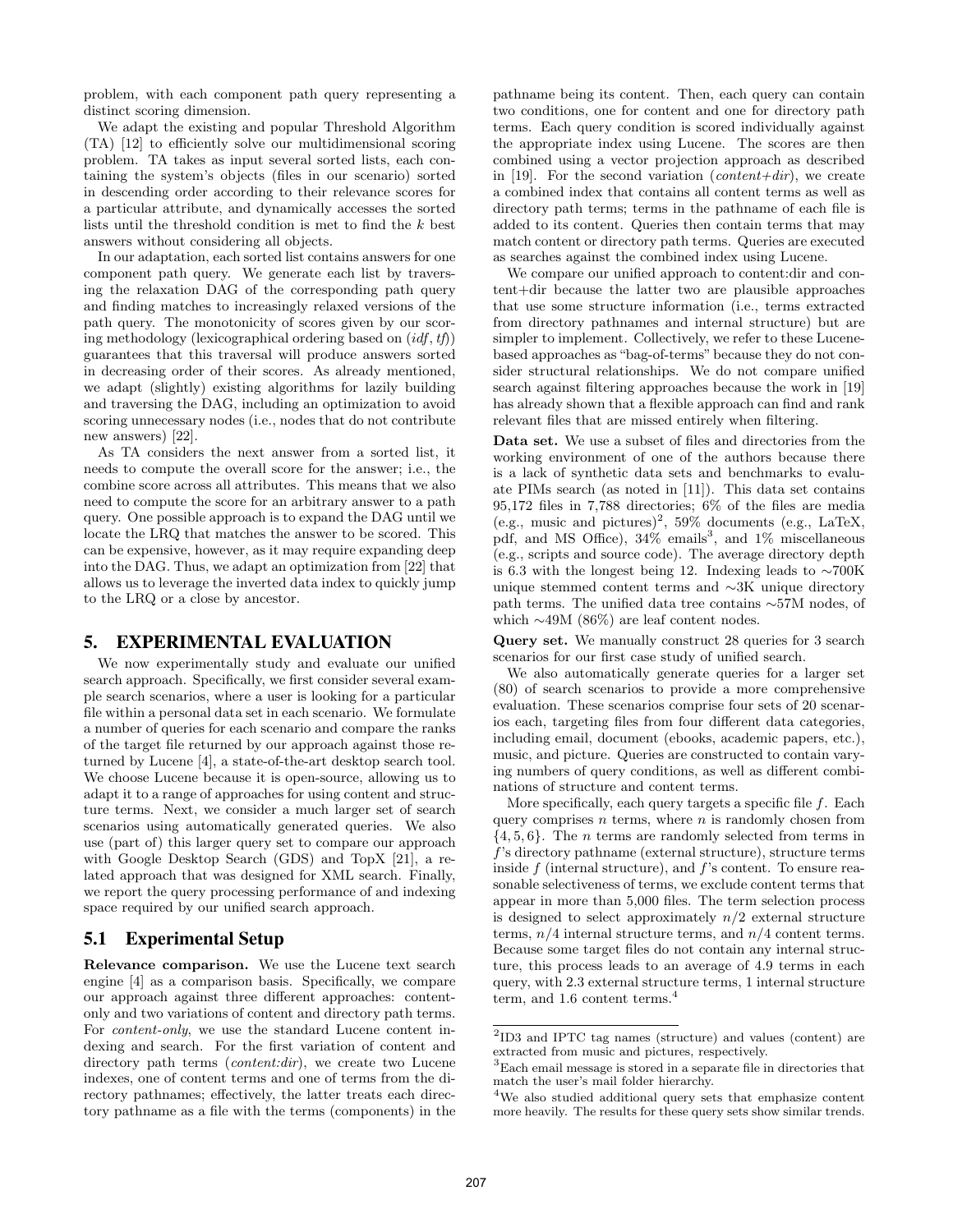problem, with each component path query representing a distinct scoring dimension.

We adapt the existing and popular Threshold Algorithm (TA) [12] to efficiently solve our multidimensional scoring problem. TA takes as input several sorted lists, each containing the system's objects (files in our scenario) sorted in descending order according to their relevance scores for a particular attribute, and dynamically accesses the sorted lists until the threshold condition is met to find the $k$ best answers without considering all objects.

In our adaptation, each sorted list contains answers for one component path query. We generate each list by traversing the relaxation DAG of the corresponding path query and finding matches to increasingly relaxed versions of the path query. The monotonicity of scores given by our scoring methodology (lexicographical ordering based on (*idf*, *tf*)) guarantees that this traversal will produce answers sorted in decreasing order of their scores. As already mentioned, we adapt (slightly) existing algorithms for lazily building and traversing the DAG, including an optimization to avoid scoring unnecessary nodes (i.e., nodes that do not contribute new answers) [22].

As TA considers the next answer from a sorted list, it needs to compute the overall score for the answer; i.e., the combine score across all attributes. This means that we also need to compute the score for an arbitrary answer to a path query. One possible approach is to expand the DAG until we locate the LRQ that matches the answer to be scored. This can be expensive, however, as it may require expanding deep into the DAG. Thus, we adapt an optimization from [22] that allows us to leverage the inverted data index to quickly jump to the LRQ or a close by ancestor.

## 5. EXPERIMENTAL EVALUATION

We now experimentally study and evaluate our unified search approach. Specifically, we first consider several example search scenarios, where a user is looking for a particular file within a personal data set in each scenario. We formulate a number of queries for each scenario and compare the ranks of the target file returned by our approach against those returned by Lucene [4], a state-of-the-art desktop search tool. We choose Lucene because it is open-source, allowing us to adapt it to a range of approaches for using content and structure terms. Next, we consider a much larger set of search scenarios using automatically generated queries. We also use (part of) this larger query set to compare our approach with Google Desktop Search (GDS) and TopX [21], a related approach that was designed for XML search. Finally, we report the query processing performance of and indexing space required by our unified search approach.

### 5.1 Experimental Setup

**Relevance comparison.** We use the Lucene text search engine [4] as a comparison basis. Specifically, we compare our approach against three different approaches: content-only and two variations of content and directory path terms. For *content-only*, we use the standard Lucene content indexing and search. For the first variation of content and directory path terms (*content:dir*), we create two Lucene indexes, one of content terms and one of terms from the directory pathnames; effectively, the latter treats each directory pathname as a file with the terms (components) in the pathname being its content. Then, each query can contain two conditions, one for content and one for directory path terms. Each query condition is scored individually against the appropriate index using Lucene. The scores are then combined using a vector projection approach as described in [19]. For the second variation (*content+dir*), we create a combined index that contains all content terms as well as directory path terms; terms in the pathname of each file is added to its content. Queries then contain terms that may match content or directory path terms. Queries are executed as searches against the combined index using Lucene.

We compare our unified approach to content:dir and content+dir because the latter two are plausible approaches that use some structure information (i.e., terms extracted from directory pathnames and internal structure) but are simpler to implement. Collectively, we refer to these Lucene-based approaches as "bag-of-terms" because they do not consider structural relationships. We do not compare unified search against filtering approaches because the work in [19] has already shown that a flexible approach can find and rank relevant files that are missed entirely when filtering.

**Data set.** We use a subset of files and directories from the working environment of one of the authors because there is a lack of synthetic data sets and benchmarks to evaluate PIMs search (as noted in [11]). This data set contains 95,172 files in 7,788 directories; 6% of the files are media (e.g., music and pictures)[2], 59% documents (e.g., LaTeX, pdf, and MS Office), 34% emails[3], and 1% miscellaneous (e.g., scripts and source code). The average directory depth is 6.3 with the longest being 12. Indexing leads to ∼700K unique stemmed content terms and ∼3K unique directory path terms. The unified data tree contains ∼57M nodes, of which ∼49M (86%) are leaf content nodes.

**Query set.** We manually construct 28 queries for 3 search scenarios for our first case study of unified search.

We also automatically generate queries for a larger set (80) of search scenarios to provide a more comprehensive evaluation. These scenarios comprise four sets of 20 scenarios each, targeting files from four different data categories, including email, document (ebooks, academic papers, etc.), music, and picture. Queries are constructed to contain varying numbers of query conditions, as well as different combinations of structure and content terms.

More specifically, each query targets a specific file $f$. Each query comprises $n$ terms, where $n$ is randomly chosen from $\{4, 5, 6\}$. The $n$ terms are randomly selected from terms in $f$'s directory pathname (external structure), structure terms inside $f$ (internal structure), and $f$'s content. To ensure reasonable selectiveness of terms, we exclude content terms that appear in more than 5,000 files. The term selection process is designed to select approximately $n/2$ external structure terms, $n/4$ internal structure terms, and $n/4$ content terms. Because some target files do not contain any internal structure, this process leads to an average of 4.9 terms in each query, with 2.3 external structure terms, 1 internal structure term, and 1.6 content terms.[4]

[2] ID3 and IPTC tag names (structure) and values (content) are extracted from music and pictures, respectively.

[3] Each email message is stored in a separate file in directories that match the user's mail folder hierarchy.

[4] We also studied additional query sets that emphasize content more heavily. The results for these query sets show similar trends.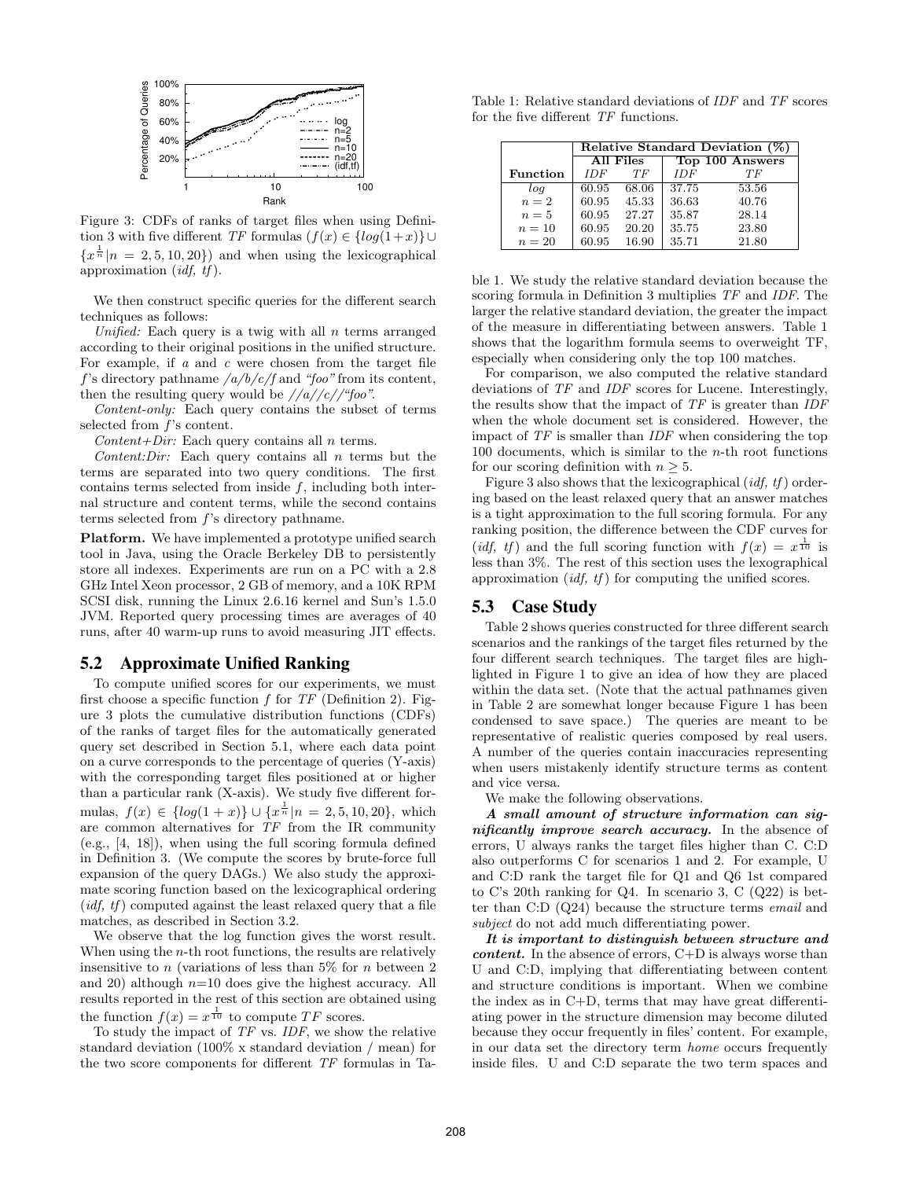Figure 3: CDFs of ranks of target files when using Definition 3 with five different *TF* formulas ($f(x) \in \{log(1+x)\} \cup \{x^{\frac{1}{n}} | n = 2, 5, 10, 20\}$) and when using the lexicographical approximation (*idf, tf*).

We then construct specific queries for the different search techniques as follows:

*Unified:* Each query is a twig with all $n$ terms arranged according to their original positions in the unified structure. For example, if $a$ and $c$ were chosen from the target file $f$'s directory pathname */a/b/c/f* and *"foo"* from its content, then the resulting query would be *//a//c//"foo"*.

*Content-only:* Each query contains the subset of terms selected from $f$'s content.

*Content+Dir:* Each query contains all $n$ terms.

*Content:Dir:* Each query contains all $n$ terms but the terms are separated into two query conditions. The first contains terms selected from inside $f$, including both internal structure and content terms, while the second contains terms selected from $f$'s directory pathname.

**Platform.** We have implemented a prototype unified search tool in Java, using the Oracle Berkeley DB to persistently store all indexes. Experiments are run on a PC with a 2.8 GHz Intel Xeon processor, 2 GB of memory, and a 10K RPM SCSI disk, running the Linux 2.6.16 kernel and Sun's 1.5.0 JVM. Reported query processing times are averages of 40 runs, after 40 warm-up runs to avoid measuring JIT effects.

## 5.2 Approximate Unified Ranking

To compute unified scores for our experiments, we must first choose a specific function $f$ for *TF* (Definition 2). Figure 3 plots the cumulative distribution functions (CDFs) of the ranks of target files for the automatically generated query set described in Section 5.1, where each data point on a curve corresponds to the percentage of queries (Y-axis) with the corresponding target files positioned at or higher than a particular rank (X-axis). We study five different formulas, $f(x) \in \{log(1+x)\} \cup \{x^{\frac{1}{n}} | n = 2, 5, 10, 20\}$, which are common alternatives for *TF* from the IR community (e.g., [4, 18]), when using the full scoring formula defined in Definition 3. (We compute the scores by brute-force full expansion of the query DAGs.) We also study the approximate scoring function based on the lexicographical ordering (*idf, tf*) computed against the least relaxed query that a file matches, as described in Section 3.2.

We observe that the log function gives the worst result. When using the $n$-th root functions, the results are relatively insensitive to $n$ (variations of less than 5% for $n$ between 2 and 20) although $n$=10 does give the highest accuracy. All results reported in the rest of this section are obtained using the function $f(x) = x^{\frac{1}{10}}$ to compute *TF* scores.

To study the impact of *TF* vs. *IDF*, we show the relative standard deviation (100% x standard deviation / mean) for the two score components for different *TF* formulas in Table 1. We study the relative standard deviation because the scoring formula in Definition 3 multiplies *TF* and *IDF*. The larger the relative standard deviation, the greater the impact of the measure in differentiating between answers. Table 1 shows that the logarithm formula seems to overweight TF, especially when considering only the top 100 matches.

Table 1: Relative standard deviations of *IDF* and *TF* scores for the five different *TF* functions.

| | Relative Standard Deviation (%) | | | |
|---|---|---|---|---|
| | All Files | | Top 100 Answers | |
| **Function** | *IDF* | *TF* | *IDF* | *TF* |
| *log* | 60.95 | 68.06 | 37.75 | 53.56 |
| $n = 2$ | 60.95 | 45.33 | 36.63 | 40.76 |
| $n = 5$ | 60.95 | 27.27 | 35.87 | 28.14 |
| $n = 10$ | 60.95 | 20.20 | 35.75 | 23.80 |
| $n = 20$ | 60.95 | 16.90 | 35.71 | 21.80 |

For comparison, we also computed the relative standard deviations of *TF* and *IDF* scores for Lucene. Interestingly, the results show that the impact of *TF* is greater than *IDF* when the whole document set is considered. However, the impact of *TF* is smaller than *IDF* when considering the top 100 documents, which is similar to the $n$-th root functions for our scoring definition with $n \geq 5$.

Figure 3 also shows that the lexicographical (*idf, tf*) ordering based on the least relaxed query that an answer matches is a tight approximation to the full scoring formula. For any ranking position, the difference between the CDF curves for (*idf, tf*) and the full scoring function with $f(x) = x^{\frac{1}{10}}$ is less than 3%. The rest of this section uses the lexographical approximation (*idf, tf*) for computing the unified scores.

## 5.3 Case Study

Table 2 shows queries constructed for three different search scenarios and the rankings of the target files returned by the four different search techniques. The target files are highlighted in Figure 1 to give an idea of how they are placed within the data set. (Note that the actual pathnames given in Table 2 are somewhat longer because Figure 1 has been condensed to save space.) The queries are meant to be representative of realistic queries composed by real users. A number of the queries contain inaccuracies representing when users mistakenly identify structure terms as content and vice versa.

We make the following observations.

***A small amount of structure information can significantly improve search accuracy.*** In the absence of errors, U always ranks the target files higher than C. C:D also outperforms C for scenarios 1 and 2. For example, U and C:D rank the target file for Q1 and Q6 1st compared to C's 20th ranking for Q4. In scenario 3, C (Q22) is better than C:D (Q24) because the structure terms *email* and *subject* do not add much differentiating power.

***It is important to distinguish between structure and content.*** In the absence of errors, C+D is always worse than U and C:D, implying that differentiating between content and structure conditions is important. When we combine the index as in C+D, terms that may have great differentiating power in the structure dimension may become diluted because they occur frequently in files' content. For example, in our data set the directory term *home* occurs frequently inside files. U and C:D separate the two term spaces and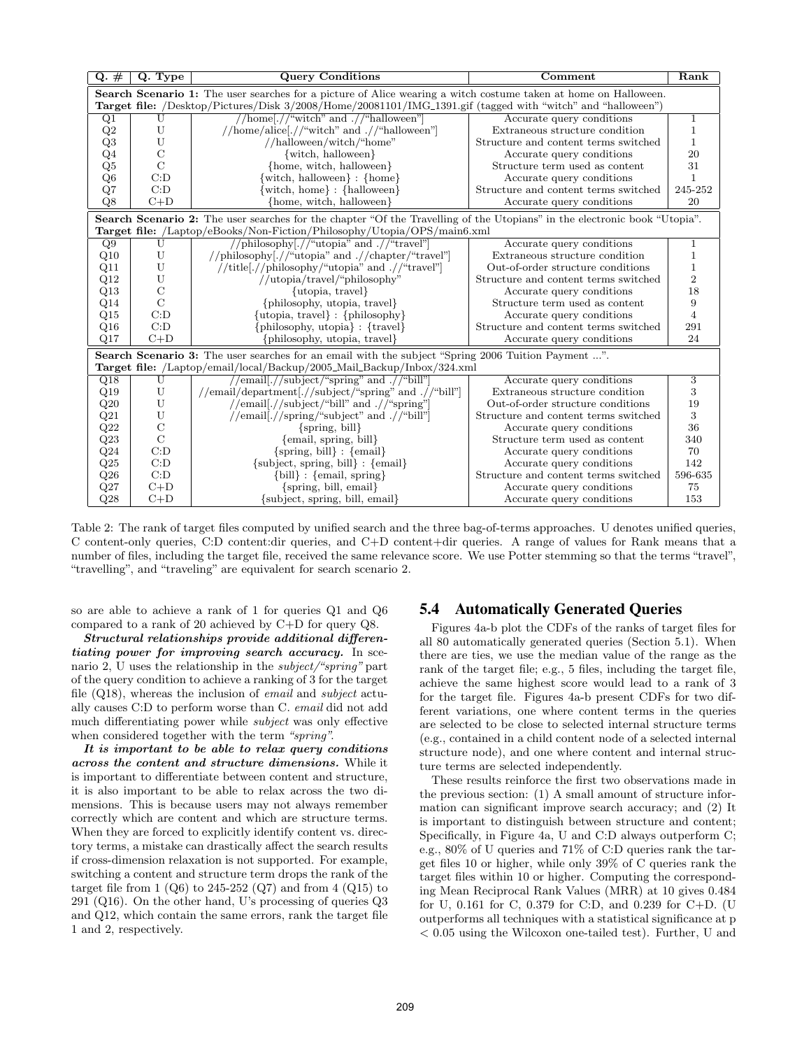| Q. # | Q. Type | Query Conditions | Comment | Rank |
|---|---|---|---|---|
| **Search Scenario 1:** The user searches for a picture of Alice wearing a witch costume taken at home on Halloween. **Target file:** /Desktop/Pictures/Disk 3/2008/Home/20081101/IMG_1391.gif (tagged with "witch" and "halloween") | | | | |
| Q1 | U | //home[.//"witch" and .//"halloween"] | Accurate query conditions | 1 |
| Q2 | U | //home/alice[.//"witch" and .//"halloween"] | Extraneous structure condition | 1 |
| Q3 | U | //halloween/witch/"home" | Structure and content terms switched | 1 |
| Q4 | C | {witch, halloween} | Accurate query conditions | 20 |
| Q5 | C | {home, witch, halloween} | Structure term used as content | 31 |
| Q6 | C:D | {witch, halloween} : {home} | Accurate query conditions | 1 |
| Q7 | C:D | {witch, home} : {halloween} | Structure and content terms switched | 245-252 |
| Q8 | C+D | {home, witch, halloween} | Accurate query conditions | 20 |
| **Search Scenario 2:** The user searches for the chapter "Of the Travelling of the Utopians" in the electronic book "Utopia". **Target file:** /Laptop/eBooks/Non-Fiction/Philosophy/Utopia/OPS/main6.xml | | | | |
| Q9 | U | //philosophy[.//"utopia" and .//"travel"] | Accurate query conditions | 1 |
| Q10 | U | //philosophy[.//"utopia" and .//chapter/"travel"] | Extraneous structure condition | 1 |
| Q11 | U | //title[.//philosophy/"utopia" and .//"travel"] | Out-of-order structure conditions | 1 |
| Q12 | U | //utopia/travel/"philosophy" | Structure and content terms switched | 2 |
| Q13 | C | {utopia, travel} | Accurate query conditions | 18 |
| Q14 | C | {philosophy, utopia, travel} | Structure term used as content | 9 |
| Q15 | C:D | {utopia, travel} : {philosophy} | Accurate query conditions | 4 |
| Q16 | C:D | {philosophy, utopia} : {travel} | Structure and content terms switched | 291 |
| Q17 | C+D | {philosophy, utopia, travel} | Accurate query conditions | 24 |
| **Search Scenario 3:** The user searches for an email with the subject "Spring 2006 Tuition Payment ...". **Target file:** /Laptop/email/local/Backup/2005_Mail_Backup/Inbox/324.xml | | | | |
| Q18 | U | //email[.//subject/"spring" and .//"bill"] | Accurate query conditions | 3 |
| Q19 | U | //email/department[.//subject/"spring" and .//"bill"] | Extraneous structure condition | 3 |
| Q20 | U | //email[.//subject/"bill" and .//"spring"] | Out-of-order structure conditions | 19 |
| Q21 | U | //email[.//spring/"subject" and .//"bill"] | Structure and content terms switched | 3 |
| Q22 | C | {spring, bill} | Accurate query conditions | 36 |
| Q23 | C | {email, spring, bill} | Structure term used as content | 340 |
| Q24 | C:D | {spring, bill} : {email} | Accurate query conditions | 70 |
| Q25 | C:D | {subject, spring, bill} : {email} | Accurate query conditions | 142 |
| Q26 | C:D | {bill} : {email, spring} | Structure and content terms switched | 596-635 |
| Q27 | C+D | {spring, bill, email} | Accurate query conditions | 75 |
| Q28 | C+D | {subject, spring, bill, email} | Accurate query conditions | 153 |

Table 2: The rank of target files computed by unified search and the three bag-of-terms approaches. U denotes unified queries, C content-only queries, C:D content:dir queries, and C+D content+dir queries. A range of values for Rank means that a number of files, including the target file, received the same relevance score. We use Potter stemming so that the terms "travel", "travelling", and "traveling" are equivalent for search scenario 2.

so are able to achieve a rank of 1 for queries Q1 and Q6 compared to a rank of 20 achieved by C+D for query Q8.

***Structural relationships provide additional differentiating power for improving search accuracy.*** In scenario 2, U uses the relationship in the *subject/"spring"* part of the query condition to achieve a ranking of 3 for the target file (Q18), whereas the inclusion of *email* and *subject* actually causes C:D to perform worse than C. *email* did not add much differentiating power while *subject* was only effective when considered together with the term *"spring"*.

***It is important to be able to relax query conditions across the content and structure dimensions.*** While it is important to differentiate between content and structure, it is also important to be able to relax across the two dimensions. This is because users may not always remember correctly which are content and which are structure terms. When they are forced to explicitly identify content vs. directory terms, a mistake can drastically affect the search results if cross-dimension relaxation is not supported. For example, switching a content and structure term drops the rank of the target file from 1 (Q6) to 245-252 (Q7) and from 4 (Q15) to 291 (Q16). On the other hand, U's processing of queries Q3 and Q12, which contain the same errors, rank the target file 1 and 2, respectively.

## 5.4 Automatically Generated Queries

Figures 4a-b plot the CDFs of the ranks of target files for all 80 automatically generated queries (Section 5.1). When there are ties, we use the median value of the range as the rank of the target file; e.g., 5 files, including the target file, achieve the same highest score would lead to a rank of 3 for the target file. Figures 4a-b present CDFs for two different variations, one where content terms in the queries are selected to be close to selected internal structure terms (e.g., contained in a child content node of a selected internal structure node), and one where content and internal structure terms are selected independently.

These results reinforce the first two observations made in the previous section: (1) A small amount of structure information can significant improve search accuracy; and (2) It is important to distinguish between structure and content; Specifically, in Figure 4a, U and C:D always outperform C; e.g., 80% of U queries and 71% of C:D queries rank the target files 10 or higher, while only 39% of C queries rank the target files within 10 or higher. Computing the corresponding Mean Reciprocal Rank Values (MRR) at 10 gives 0.484 for U, 0.161 for C, 0.379 for C:D, and 0.239 for C+D. (U outperforms all techniques with a statistical significance at $p < 0.05$ using the Wilcoxon one-tailed test). Further, U and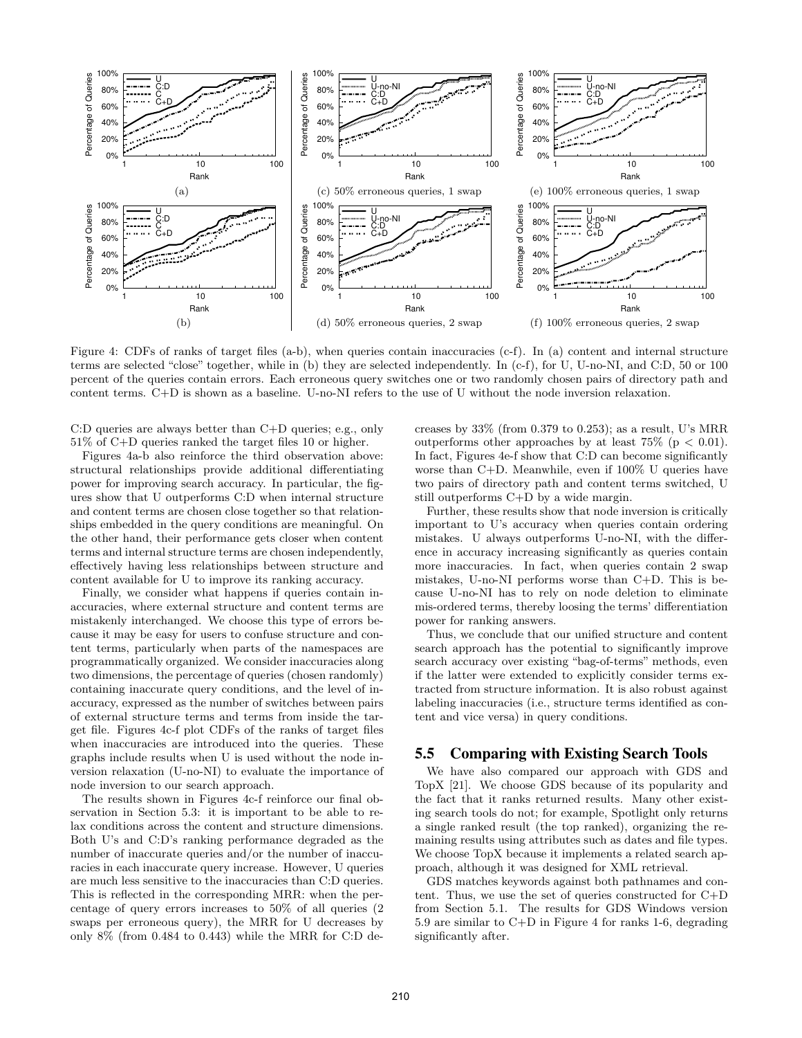Figure 4: CDFs of ranks of target files (a-b), when queries contain inaccuracies (c-f). In (a) content and internal structure terms are selected "close" together, while in (b) they are selected independently. In (c-f), for U, U-no-NI, and C:D, 50 or 100 percent of the queries contain errors. Each erroneous query switches one or two randomly chosen pairs of directory path and content terms. C+D is shown as a baseline. U-no-NI refers to the use of U without the node inversion relaxation.

C:D queries are always better than C+D queries; e.g., only 51% of C+D queries ranked the target files 10 or higher.

Figures 4a-b also reinforce the third observation above: structural relationships provide additional differentiating power for improving search accuracy. In particular, the figures show that U outperforms C:D when internal structure and content terms are chosen close together so that relationships embedded in the query conditions are meaningful. On the other hand, their performance gets closer when content terms and internal structure terms are chosen independently, effectively having less relationships between structure and content available for U to improve its ranking accuracy.

Finally, we consider what happens if queries contain inaccuracies, where external structure and content terms are mistakenly interchanged. We choose this type of errors because it may be easy for users to confuse structure and content terms, particularly when parts of the namespaces are programmatically organized. We consider inaccuracies along two dimensions, the percentage of queries (chosen randomly) containing inaccurate query conditions, and the level of inaccuracy, expressed as the number of switches between pairs of external structure terms and terms from inside the target file. Figures 4c-f plot CDFs of the ranks of target files when inaccuracies are introduced into the queries. These graphs include results when U is used without the node inversion relaxation (U-no-NI) to evaluate the importance of node inversion to our search approach.

The results shown in Figures 4c-f reinforce our final observation in Section 5.3: it is important to be able to relax conditions across the content and structure dimensions. Both U's and C:D's ranking performance degraded as the number of inaccurate queries and/or the number of inaccuracies in each inaccurate query increase. However, U queries are much less sensitive to the inaccuracies than C:D queries. This is reflected in the corresponding MRR: when the percentage of query errors increases to 50% of all queries (2 swaps per erroneous query), the MRR for U decreases by only 8% (from 0.484 to 0.443) while the MRR for C:D decreases by 33% (from 0.379 to 0.253); as a result, U's MRR outperforms other approaches by at least 75% ($p < 0.01$). In fact, Figures 4e-f show that C:D can become significantly worse than C+D. Meanwhile, even if 100% U queries have two pairs of directory path and content terms switched, U still outperforms C+D by a wide margin.

Further, these results show that node inversion is critically important to U's accuracy when queries contain ordering mistakes. U always outperforms U-no-NI, with the difference in accuracy increasing significantly as queries contain more inaccuracies. In fact, when queries contain 2 swap mistakes, U-no-NI performs worse than C+D. This is because U-no-NI has to rely on node deletion to eliminate mis-ordered terms, thereby loosing the terms' differentiation power for ranking answers.

Thus, we conclude that our unified structure and content search approach has the potential to significantly improve search accuracy over existing "bag-of-terms" methods, even if the latter were extended to explicitly consider terms extracted from structure information. It is also robust against labeling inaccuracies (i.e., structure terms identified as content and vice versa) in query conditions.

## 5.5 Comparing with Existing Search Tools

We have also compared our approach with GDS and TopX [21]. We choose GDS because of its popularity and the fact that it ranks returned results. Many other existing search tools do not; for example, Spotlight only returns a single ranked result (the top ranked), organizing the remaining results using attributes such as dates and file types. We choose TopX because it implements a related search approach, although it was designed for XML retrieval.

GDS matches keywords against both pathnames and content. Thus, we use the set of queries constructed for C+D from Section 5.1. The results for GDS Windows version 5.9 are similar to C+D in Figure 4 for ranks 1-6, degrading significantly after.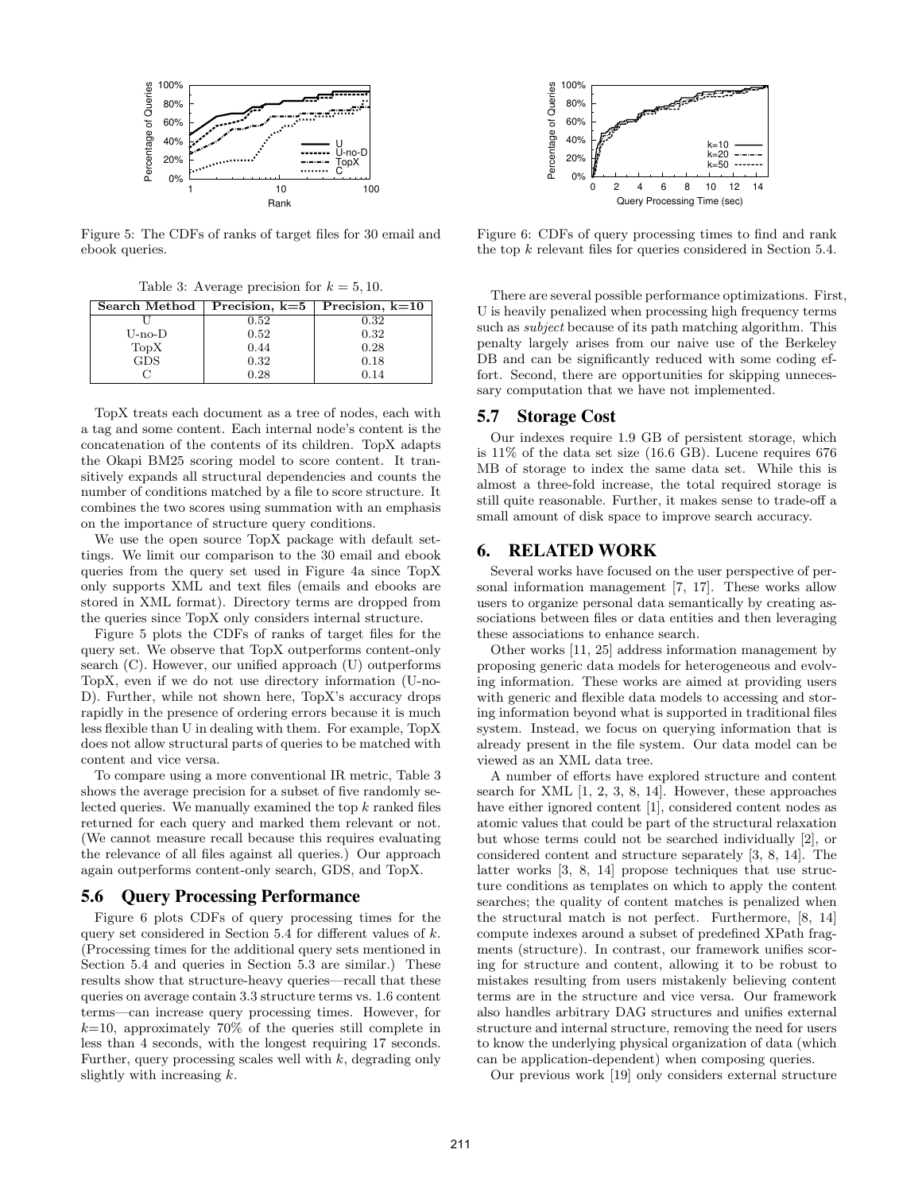Figure 5: The CDFs of ranks of target files for 30 email and ebook queries.

Figure 6: CDFs of query processing times to find and rank the top $k$ relevant files for queries considered in Section 5.4.

Table 3: Average precision for $k = 5, 10$.

| Search Method | Precision, k=5 | Precision, k=10 |
|---|---|---|
| U | 0.52 | 0.32 |
| U-no-D | 0.52 | 0.32 |
| TopX | 0.44 | 0.28 |
| GDS | 0.32 | 0.18 |
| C | 0.28 | 0.14 |

TopX treats each document as a tree of nodes, each with a tag and some content. Each internal node's content is the concatenation of the contents of its children. TopX adapts the Okapi BM25 scoring model to score content. It transitively expands all structural dependencies and counts the number of conditions matched by a file to score structure. It combines the two scores using summation with an emphasis on the importance of structure query conditions.

We use the open source TopX package with default settings. We limit our comparison to the 30 email and ebook queries from the query set used in Figure 4a since TopX only supports XML and text files (emails and ebooks are stored in XML format). Directory terms are dropped from the queries since TopX only considers internal structure.

Figure 5 plots the CDFs of ranks of target files for the query set. We observe that TopX outperforms content-only search (C). However, our unified approach (U) outperforms TopX, even if we do not use directory information (U-no-D). Further, while not shown here, TopX's accuracy drops rapidly in the presence of ordering errors because it is much less flexible than U in dealing with them. For example, TopX does not allow structural parts of queries to be matched with content and vice versa.

To compare using a more conventional IR metric, Table 3 shows the average precision for a subset of five randomly selected queries. We manually examined the top $k$ ranked files returned for each query and marked them relevant or not. (We cannot measure recall because this requires evaluating the relevance of all files against all queries.) Our approach again outperforms content-only search, GDS, and TopX.

## 5.6 Query Processing Performance

Figure 6 plots CDFs of query processing times for the query set considered in Section 5.4 for different values of $k$. (Processing times for the additional query sets mentioned in Section 5.4 and queries in Section 5.3 are similar.) These results show that structure-heavy queries—recall that these queries on average contain 3.3 structure terms vs. 1.6 content terms—can increase query processing times. However, for $k$=10, approximately 70% of the queries still complete in less than 4 seconds, with the longest requiring 17 seconds. Further, query processing scales well with $k$, degrading only slightly with increasing $k$.

There are several possible performance optimizations. First, U is heavily penalized when processing high frequency terms such as *subject* because of its path matching algorithm. This penalty largely arises from our naive use of the Berkeley DB and can be significantly reduced with some coding effort. Second, there are opportunities for skipping unnecessary computation that we have not implemented.

## 5.7 Storage Cost

Our indexes require 1.9 GB of persistent storage, which is 11% of the data set size (16.6 GB). Lucene requires 676 MB of storage to index the same data set. While this is almost a three-fold increase, the total required storage is still quite reasonable. Further, it makes sense to trade-off a small amount of disk space to improve search accuracy.

# 6. RELATED WORK

Several works have focused on the user perspective of personal information management [7, 17]. These works allow users to organize personal data semantically by creating associations between files or data entities and then leveraging these associations to enhance search.

Other works [11, 25] address information management by proposing generic data models for heterogeneous and evolving information. These works are aimed at providing users with generic and flexible data models to accessing and storing information beyond what is supported in traditional files system. Instead, we focus on querying information that is already present in the file system. Our data model can be viewed as an XML data tree.

A number of efforts have explored structure and content search for XML [1, 2, 3, 8, 14]. However, these approaches have either ignored content [1], considered content nodes as atomic values that could be part of the structural relaxation but whose terms could not be searched individually [2], or considered content and structure separately [3, 8, 14]. The latter works [3, 8, 14] propose techniques that use structure conditions as templates on which to apply the content searches; the quality of content matches is penalized when the structural match is not perfect. Furthermore, [8, 14] compute indexes around a subset of predefined XPath fragments (structure). In contrast, our framework unifies scoring for structure and content, allowing it to be robust to mistakes resulting from users mistakenly believing content terms are in the structure and vice versa. Our framework also handles arbitrary DAG structures and unifies external structure and internal structure, removing the need for users to know the underlying physical organization of data (which can be application-dependent) when composing queries.

Our previous work [19] only considers external structure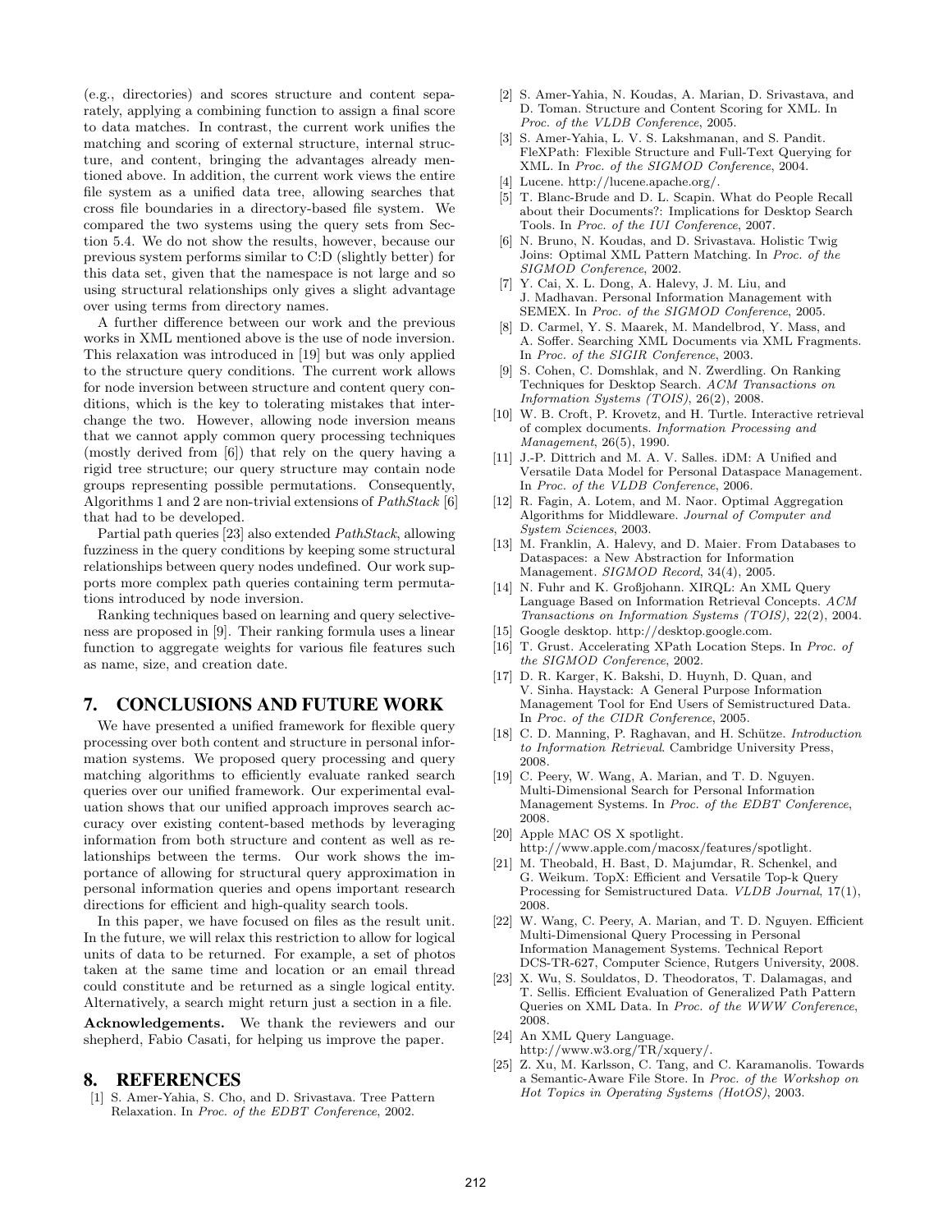(e.g., directories) and scores structure and content separately, applying a combining function to assign a final score to data matches. In contrast, the current work unifies the matching and scoring of external structure, internal structure, and content, bringing the advantages already mentioned above. In addition, the current work views the entire file system as a unified data tree, allowing searches that cross file boundaries in a directory-based file system. We compared the two systems using the query sets from Section 5.4. We do not show the results, however, because our previous system performs similar to C:D (slightly better) for this data set, given that the namespace is not large and so using structural relationships only gives a slight advantage over using terms from directory names.

A further difference between our work and the previous works in XML mentioned above is the use of node inversion. This relaxation was introduced in [19] but was only applied to the structure query conditions. The current work allows for node inversion between structure and content query conditions, which is the key to tolerating mistakes that interchange the two. However, allowing node inversion means that we cannot apply common query processing techniques (mostly derived from [6]) that rely on the query having a rigid tree structure; our query structure may contain node groups representing possible permutations. Consequently, Algorithms 1 and 2 are non-trivial extensions of *PathStack* [6] that had to be developed.

Partial path queries [23] also extended *PathStack*, allowing fuzziness in the query conditions by keeping some structural relationships between query nodes undefined. Our work supports more complex path queries containing term permutations introduced by node inversion.

Ranking techniques based on learning and query selectiveness are proposed in [9]. Their ranking formula uses a linear function to aggregate weights for various file features such as name, size, and creation date.

## 7. CONCLUSIONS AND FUTURE WORK

We have presented a unified framework for flexible query processing over both content and structure in personal information systems. We proposed query processing and query matching algorithms to efficiently evaluate ranked search queries over our unified framework. Our experimental evaluation shows that our unified approach improves search accuracy over existing content-based methods by leveraging information from both structure and content as well as relationships between the terms. Our work shows the importance of allowing for structural query approximation in personal information queries and opens important research directions for efficient and high-quality search tools.

In this paper, we have focused on files as the result unit. In the future, we will relax this restriction to allow for logical units of data to be returned. For example, a set of photos taken at the same time and location or an email thread could constitute and be returned as a single logical entity. Alternatively, a search might return just a section in a file.

**Acknowledgements.** We thank the reviewers and our shepherd, Fabio Casati, for helping us improve the paper.

## 8. REFERENCES

[1] S. Amer-Yahia, S. Cho, and D. Srivastava. Tree Pattern Relaxation. In *Proc. of the EDBT Conference*, 2002.

[2] S. Amer-Yahia, N. Koudas, A. Marian, D. Srivastava, and D. Toman. Structure and Content Scoring for XML. In *Proc. of the VLDB Conference*, 2005.

[3] S. Amer-Yahia, L. V. S. Lakshmanan, and S. Pandit. FleXPath: Flexible Structure and Full-Text Querying for XML. In *Proc. of the SIGMOD Conference*, 2004.

[4] Lucene. http://lucene.apache.org/.

[5] T. Blanc-Brude and D. L. Scapin. What do People Recall about their Documents?: Implications for Desktop Search Tools. In *Proc. of the IUI Conference*, 2007.

[6] N. Bruno, N. Koudas, and D. Srivastava. Holistic Twig Joins: Optimal XML Pattern Matching. In *Proc. of the SIGMOD Conference*, 2002.

[7] Y. Cai, X. L. Dong, A. Halevy, J. M. Liu, and J. Madhavan. Personal Information Management with SEMEX. In *Proc. of the SIGMOD Conference*, 2005.

[8] D. Carmel, Y. S. Maarek, M. Mandelbrod, Y. Mass, and A. Soffer. Searching XML Documents via XML Fragments. In *Proc. of the SIGIR Conference*, 2003.

[9] S. Cohen, C. Domshlak, and N. Zwerdling. On Ranking Techniques for Desktop Search. *ACM Transactions on Information Systems (TOIS)*, 26(2), 2008.

[10] W. B. Croft, P. Krovetz, and H. Turtle. Interactive retrieval of complex documents. *Information Processing and Management*, 26(5), 1990.

[11] J.-P. Dittrich and M. A. V. Salles. iDM: A Unified and Versatile Data Model for Personal Dataspace Management. In *Proc. of the VLDB Conference*, 2006.

[12] R. Fagin, A. Lotem, and M. Naor. Optimal Aggregation Algorithms for Middleware. *Journal of Computer and System Sciences*, 2003.

[13] M. Franklin, A. Halevy, and D. Maier. From Databases to Dataspaces: a New Abstraction for Information Management. *SIGMOD Record*, 34(4), 2005.

[14] N. Fuhr and K. Großjohann. XIRQL: An XML Query Language Based on Information Retrieval Concepts. *ACM Transactions on Information Systems (TOIS)*, 22(2), 2004.

[15] Google desktop. http://desktop.google.com.

[16] T. Grust. Accelerating XPath Location Steps. In *Proc. of the SIGMOD Conference*, 2002.

[17] D. R. Karger, K. Bakshi, D. Huynh, D. Quan, and V. Sinha. Haystack: A General Purpose Information Management Tool for End Users of Semistructured Data. In *Proc. of the CIDR Conference*, 2005.

[18] C. D. Manning, P. Raghavan, and H. Schütze. *Introduction to Information Retrieval*. Cambridge University Press, 2008.

[19] C. Peery, W. Wang, A. Marian, and T. D. Nguyen. Multi-Dimensional Search for Personal Information Management Systems. In *Proc. of the EDBT Conference*, 2008.

[20] Apple MAC OS X spotlight. http://www.apple.com/macosx/features/spotlight.

[21] M. Theobald, H. Bast, D. Majumdar, R. Schenkel, and G. Weikum. TopX: Efficient and Versatile Top-k Query Processing for Semistructured Data. *VLDB Journal*, 17(1), 2008.

[22] W. Wang, C. Peery, A. Marian, and T. D. Nguyen. Efficient Multi-Dimensional Query Processing in Personal Information Management Systems. Technical Report DCS-TR-627, Computer Science, Rutgers University, 2008.

[23] X. Wu, S. Souldatos, D. Theodoratos, T. Dalamagas, and T. Sellis. Efficient Evaluation of Generalized Path Pattern Queries on XML Data. In *Proc. of the WWW Conference*, 2008.

[24] An XML Query Language. http://www.w3.org/TR/xquery/.

[25] Z. Xu, M. Karlsson, C. Tang, and C. Karamanolis. Towards a Semantic-Aware File Store. In *Proc. of the Workshop on Hot Topics in Operating Systems (HotOS)*, 2003.